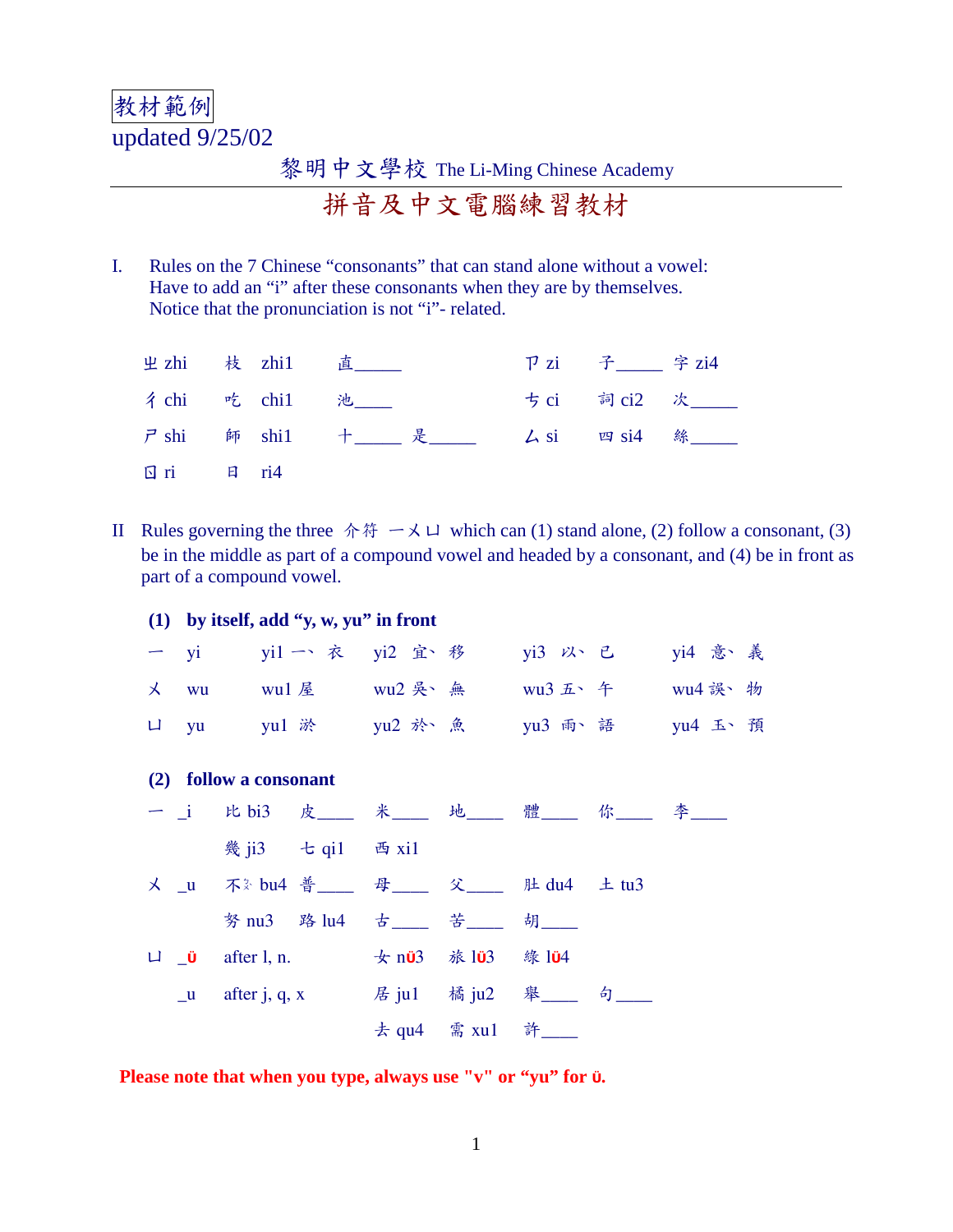教材範例

updated 9/25/02

黎明中文學校 The Li-Ming Chinese Academy

# 拼音及中文電腦練習教材

I. Rules on the 7 Chinese “consonants” that can stand alone without a vowel:
Have to add an “i” after these consonants when they are by themselves.
Notice that the pronunciation is not “i”- related.

| | | | | | | | | |
|---|---|---|---|---|---|---|---|---|
| ㄓ zhi | 枝 | zhi1 | 直_____ | | ㄗ zi | 子_____ | 字 zi4 | |
| ㄔ chi | 吃 | chi1 | 池____ | | ㄘ ci | 詞 ci2 | 次_____ | |
| ㄕ shi | 師 | shi1 | 十_____ | 是_____ | ㄙ si | 四 si4 | 絲_____ | |
| ㄖ ri | 日 | ri4 | | | | | | |

II Rules governing the three 介符 ㄧㄨㄩ which can (1) stand alone, (2) follow a consonant, (3) be in the middle as part of a compound vowel and headed by a consonant, and (4) be in front as part of a compound vowel.

**(1) by itself, add “y, w, yu” in front**

| | | | | | |
|---|---|---|---|---|---|
| ㄧ | yi | yi1 一、衣 | yi2 宜、移 | yi3 以、已 | yi4 意、義 |
| ㄨ | wu | wu1 屋 | wu2 吳、無 | wu3 五、午 | wu4 誤、物 |
| ㄩ | yu | yu1 淤 | yu2 於、魚 | yu3 雨、語 | yu4 玉、預 |

**(2) follow a consonant**

| | | | | | | | | |
|---|---|---|---|---|---|---|---|---|
| ㄧ | _i | 比 bi3 | 皮____ | 米____ | 地____ | 體____ | 你____ | 李____ |
| | | 幾 ji3 | 七 qi1 | 西 xi1 | | | | |
| ㄨ | _u | 不ㄅㄨˋ bu4 | 普____ | 母____ | 父____ | 肚 du4 | 土 tu3 | |
| | | 努 nu3 | 路 lu4 | 古____ | 苦____ | 胡____ | | |
| ㄩ | _ü | after l, n. | | 女 nü3 | 旅 lü3 | 綠 lü4 | | |
| | _u | after j, q, x | | 居 ju1 | 橘 ju2 | 舉____ | 句____ | |
| | | | | 去 qu4 | 需 xu1 | 許____ | | |

**Please note that when you type, always use "v" or “yu” for ü.**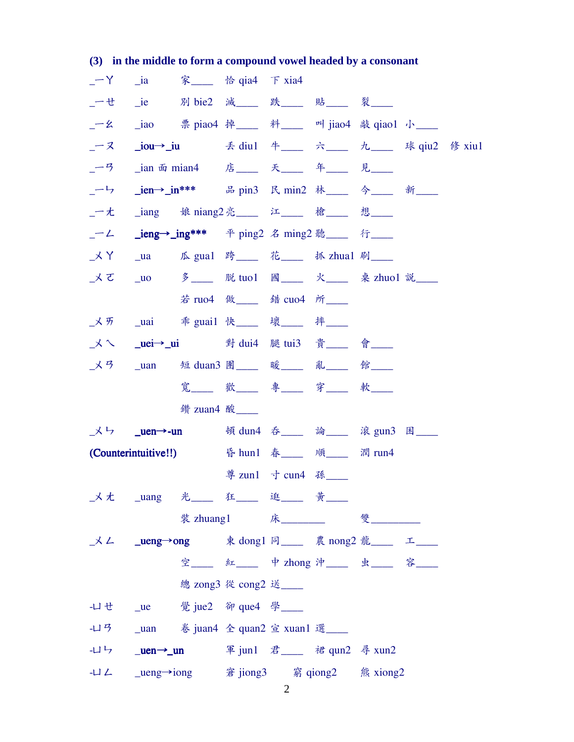### (3) in the middle to form a compound vowel headed by a consonant

| | | | | | | | |
|---|---|---|---|---|---|---|---|
| _ㄧㄚ | _ia | 家____ | 恰 qia4 | 下 xia4 | | | |
| _ㄧㄝ | _ie | 別 bie2 | 滅____ | 跌____ | 貼____ | 裂____ | |
| _ㄧㄠ | _iao | 票 piao4 | 掉____ | 料____ | 叫 jiao4 | 敲 qiao1 | 小____ |
| _ㄧㄡ | **_iou→_iu** | | 丟 diu1 | 牛____ | 六____ | 九____ | 球 qiu2 修 xiu1 |
| _ㄧㄢ | _ian 面 mian4 | | 店____ | 天____ | 年____ | 見____ | |
| _ㄧㄣ | **_ien→_in*** ** | | 品 pin3 | 民 min2 | 林____ | 今____ | 新____ |
| _ㄧㄤ | _iang | 娘 niang2 | 亮____ | 江____ | 槍____ | 想____ | |
| _ㄧㄥ | **_ieng→_ing*** ** | | 平 ping2 | 名 ming2 | 聽____ | 行____ | |
| _ㄨㄚ | _ua | 瓜 gua1 | 跨____ | 花____ | 抓 zhua1 | 刷____ | |
| _ㄨㄛ | _uo | 多____ | 脫 tuo1 | 國____ | 火____ | 桌 zhuo1 | 說____ |
| | | 若 ruo4 | 做____ | 錯 cuo4 | 所____ | | |
| _ㄨㄞ | _uai | 乖 guai1 | 快____ | 壞____ | 摔____ | | |
| _ㄨㄟ | **_uei→_ui** | | 對 dui4 | 腿 tui3 | 貴____ | 會____ | |
| _ㄨㄢ | _uan | 短 duan3 | 團____ | 暖____ | 亂____ | 館____ | |
| | | 寬____ | 歡____ | 專____ | 穿____ | 軟____ | |
| | | 鑽 zuan4 | 酸____ | | | | |
| _ㄨㄣ | **_uen→-un** | | 頓 dun4 | 吞____ | 論____ | 滾 gun3 | 困____ |
| **(Counterintuitive!!)** | | | 昏 hun1 | 春____ | 順____ | 潤 run4 | |
| | | | 尊 zun1 | 寸 cun4 | 孫____ | | |
| _ㄨㄤ | _uang | 光____ | 狂____ | 逛____ | 黃____ | | |
| | | 裝 zhuang1 | | 床________ | | 雙_________ | |
| _ㄨㄥ | **_ueng→ong** | | 東 dong1 | 同____ | 農 nong2 | 龍____ | 工____ |
| | | 空____ | 紅____ | 中 zhong | 沖____ | 虫____ | 容____ |
| | | 總 zong3 | 從 cong2 | 送____ | | | |
| -ㄩㄝ | _ue | 覺 jue2 | 卻 que4 | 學____ | | | |
| -ㄩㄢ | _uan | 卷 juan4 | 全 quan2 | 宣 xuan1 | 選____ | | |
| -ㄩㄣ | **_uen→_un** | | 軍 jun1 | 君____ | 裙 qun2 | 尋 xun2 | |
| -ㄩㄥ | _ueng→iong | | 窘 jiong3 | | 窮 qiong2 | 熊 xiong2 | |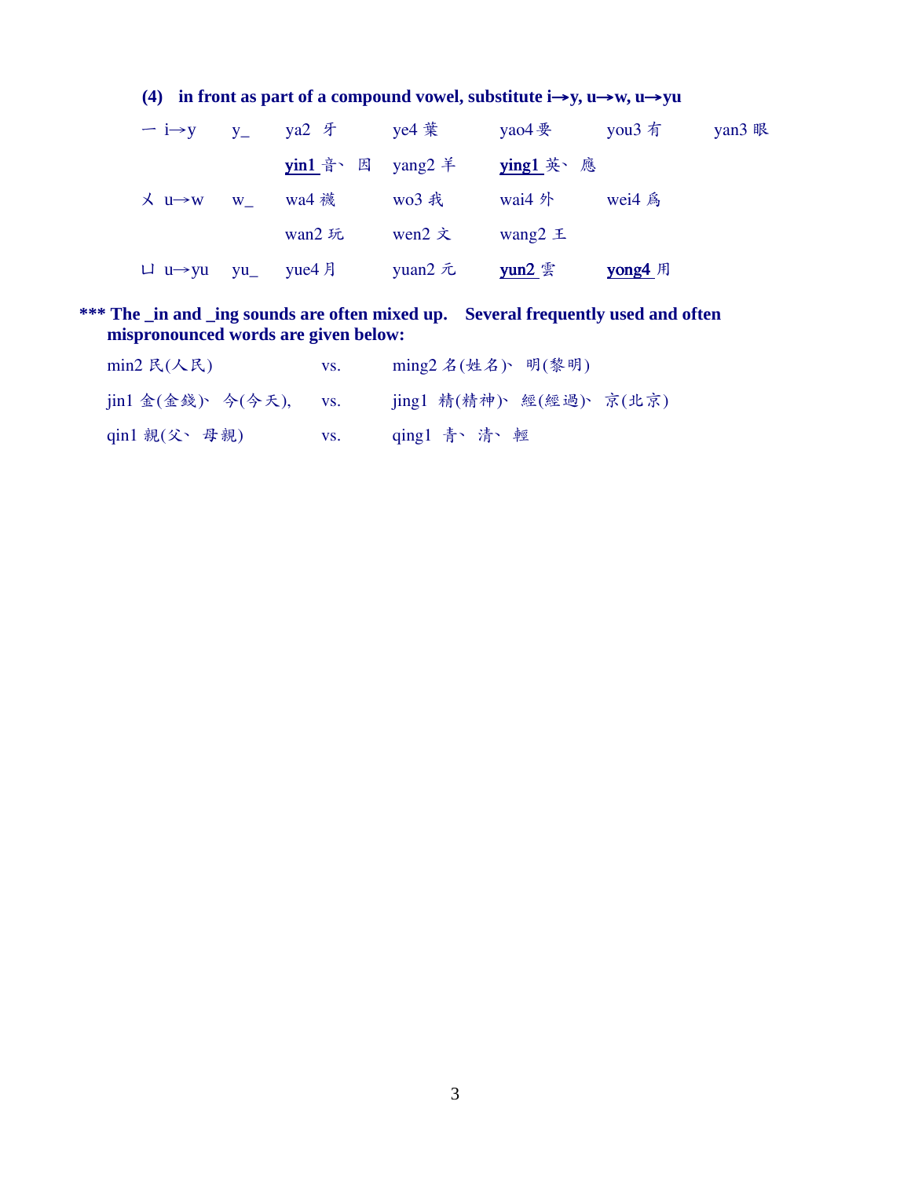**(4) in front as part of a compound vowel, substitute i→y, u→w, u→yu**

| | | | | | | | |
|---|---|---|---|---|---|---|---|
| ㄧ i→y | y_ | ya2 牙 | ye4 葉 | yao4 要 | you3 有 | yan3 眼 |
| | | <u>**yin1**</u> 音、因 | yang2 羊 | <u>**ying1**</u> 英、應 | | |
| ㄨ u→w | w_ | wa4 襪 | wo3 我 | wai4 外 | wei4 爲 | |
| | | wan2 玩 | wen2 文 | wang2 王 | | |
| ㄩ u→yu | yu_ | yue4 月 | yuan2 元 | <u>**yun2**</u> 雲 | <u>**yong4**</u> 用 | |

**\*\*\* The _in and _ing sounds are often mixed up. Several frequently used and often mispronounced words are given below:**

| | | |
|---|---|---|
| min2 民(人民) | vs. | ming2 名(姓名)、明(黎明) |
| jin1 金(金錢)、今(今天), | vs. | jing1 精(精神)、經(經過)、京(北京) |
| qin1 親(父、母親) | vs. | qing1 青、清、輕 |